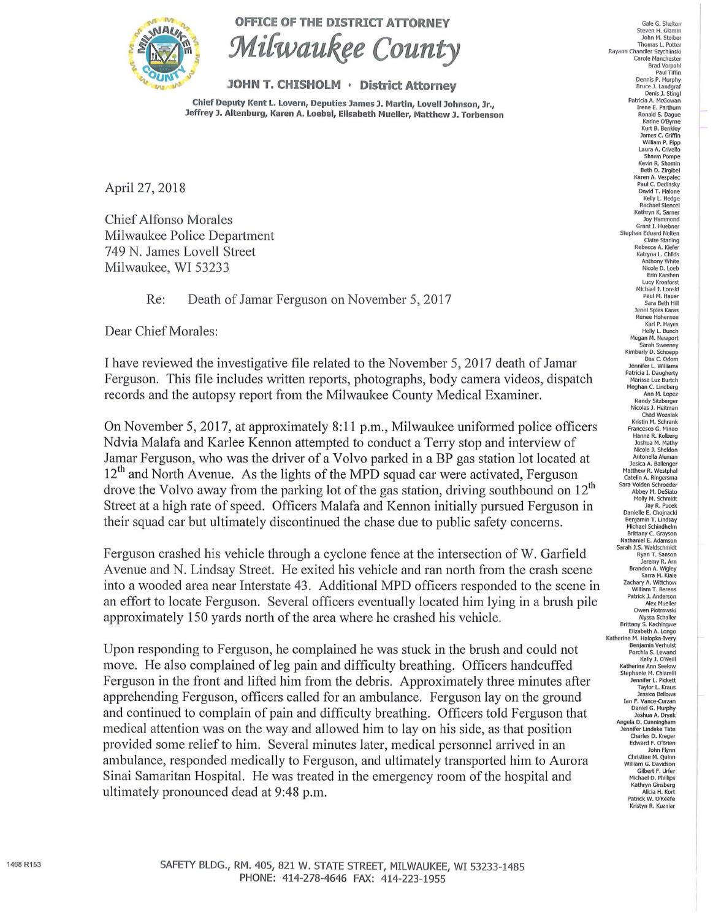# OFFICE OF THE DISTRICT ATTORNEY

## *Milwaukee County*

**JOHN T. CHISHOLM • District Attorney**

**Chief Deputy Kent L. Lovern, Deputies James J. Martin, Lovell Johnson, Jr., Jeffrey J. Altenburg, Karen A. Loebel, Elisabeth Mueller, Matthew J. Torbenson**

Gale G. Shelton
Steven H. Glamm
John M. Stoiber
Thomas L. Potter
Rayann Chandler Szychlinski
Carole Manchester
Brad Vorpahl
Paul Tiffin
Dennis P. Murphy
Bruce J. Landgraf
Denis J. Stingl
Patricia A. McGowan
Irene E. Parthum
Ronald S. Dague
Karine O'Byrne
Kurt B. Benkley
James C. Griffin
William P. Pipp
Laura A. Crivello
Shawn Pompe
Kevin R. Shomin
Beth D. Zirgibel
Karen A. Vespalec
Paul C. Dedinsky
David T. Malone
Kelly L. Hedge
Rachael Stencel
Kathryn K. Sarner
Joy Hammond
Grant I. Huebner
Stephan Eduard Nolten
Claire Starling
Rebecca A. Kiefer
Katryna L. Childs
Anthony White
Nicole D. Loeb
Erin Karshen
Lucy Kronforst
Michael J. Lonski
Paul M. Hauer
Sara Beth Hill
Jenni Spies Karas
Renee Hohensee
Karl P. Hayes
Holly L. Bunch
Megan M. Newport
Sarah Sweeney
Kimberly D. Schoepp
Dax C. Odom
Jennifer L. Williams
Patricia I. Daugherty
Marissa Luz Burtch
Meghan C. Lindberg
Ann M. Lopez
Randy Sitzberger
Nicolas J. Heitman
Chad Wozniak
Kristin M. Schrank
Francesco G. Mineo
Hanna R. Kolberg
Joshua M. Mathy
Nicole J. Sheldon
Antonella Aleman
Jesica A. Ballenger
Matthew R. Westphal
Catelin A. Ringersma
Sara Volden Schroeder
Abbey M. DeSiato
Molly M. Schmidt
Jay R. Pucek
Danielle E. Chojnacki
Benjamin T. Lindsay
Michael Schindhelm
Brittany C. Grayson
Nathaniel E. Adamson
Sarah J.S. Waldschmidt
Ryan T. Sanson
Jeremy R. Arn
Brandon A. Wigley
Sarra M. Kiaie
Zachary A. Wittchow
William T. Berens
Patrick J. Anderson
Alex Mueller
Owen Piotrowski
Alyssa Schaller
Brittany S. Kachingwe
Elizabeth A. Longo
Katherine M. Halopka-Ivery
Benjamin Verhulst
Porchia S. Lewand
Kelly J. O'Neill
Katherine Ann Seelow
Stephanie M. Chiarelli
Jennifer L. Pickett
Taylor L. Kraus
Jessica Bellows
Ian F. Vance-Curzan
Daniel G. Murphy
Joshua A. Dryak
Angela D. Cunningham
Jennifer Lindeke Tate
Charles D. Kreger
Edward F. O'Brien
John Flynn
Christine M. Quinn
William G. Davidson
Gilbert F. Urfer
Michael D. Phillips
Kathryn Ginsberg
Alicia H. Kort
Patrick W. O'Keefe
Kristyn R. Kuznar

April 27, 2018

Chief Alfonso Morales
Milwaukee Police Department
749 N. James Lovell Street
Milwaukee, WI 53233

Re: Death of Jamar Ferguson on November 5, 2017

Dear Chief Morales:

I have reviewed the investigative file related to the November 5, 2017 death of Jamar Ferguson. This file includes written reports, photographs, body camera videos, dispatch records and the autopsy report from the Milwaukee County Medical Examiner.

On November 5, 2017, at approximately 8:11 p.m., Milwaukee uniformed police officers Ndvia Malafa and Karlee Kennon attempted to conduct a Terry stop and interview of Jamar Ferguson, who was the driver of a Volvo parked in a BP gas station lot located at 12th and North Avenue. As the lights of the MPD squad car were activated, Ferguson drove the Volvo away from the parking lot of the gas station, driving southbound on 12th Street at a high rate of speed. Officers Malafa and Kennon initially pursued Ferguson in their squad car but ultimately discontinued the chase due to public safety concerns.

Ferguson crashed his vehicle through a cyclone fence at the intersection of W. Garfield Avenue and N. Lindsay Street. He exited his vehicle and ran north from the crash scene into a wooded area near Interstate 43. Additional MPD officers responded to the scene in an effort to locate Ferguson. Several officers eventually located him lying in a brush pile approximately 150 yards north of the area where he crashed his vehicle.

Upon responding to Ferguson, he complained he was stuck in the brush and could not move. He also complained of leg pain and difficulty breathing. Officers handcuffed Ferguson in the front and lifted him from the debris. Approximately three minutes after apprehending Ferguson, officers called for an ambulance. Ferguson lay on the ground and continued to complain of pain and difficulty breathing. Officers told Ferguson that medical attention was on the way and allowed him to lay on his side, as that position provided some relief to him. Several minutes later, medical personnel arrived in an ambulance, responded medically to Ferguson, and ultimately transported him to Aurora Sinai Samaritan Hospital. He was treated in the emergency room of the hospital and ultimately pronounced dead at 9:48 p.m.

1468 R153

SAFETY BLDG., RM. 405, 821 W. STATE STREET, MILWAUKEE, WI 53233-1485
PHONE: 414-278-4646 FAX: 414-223-1955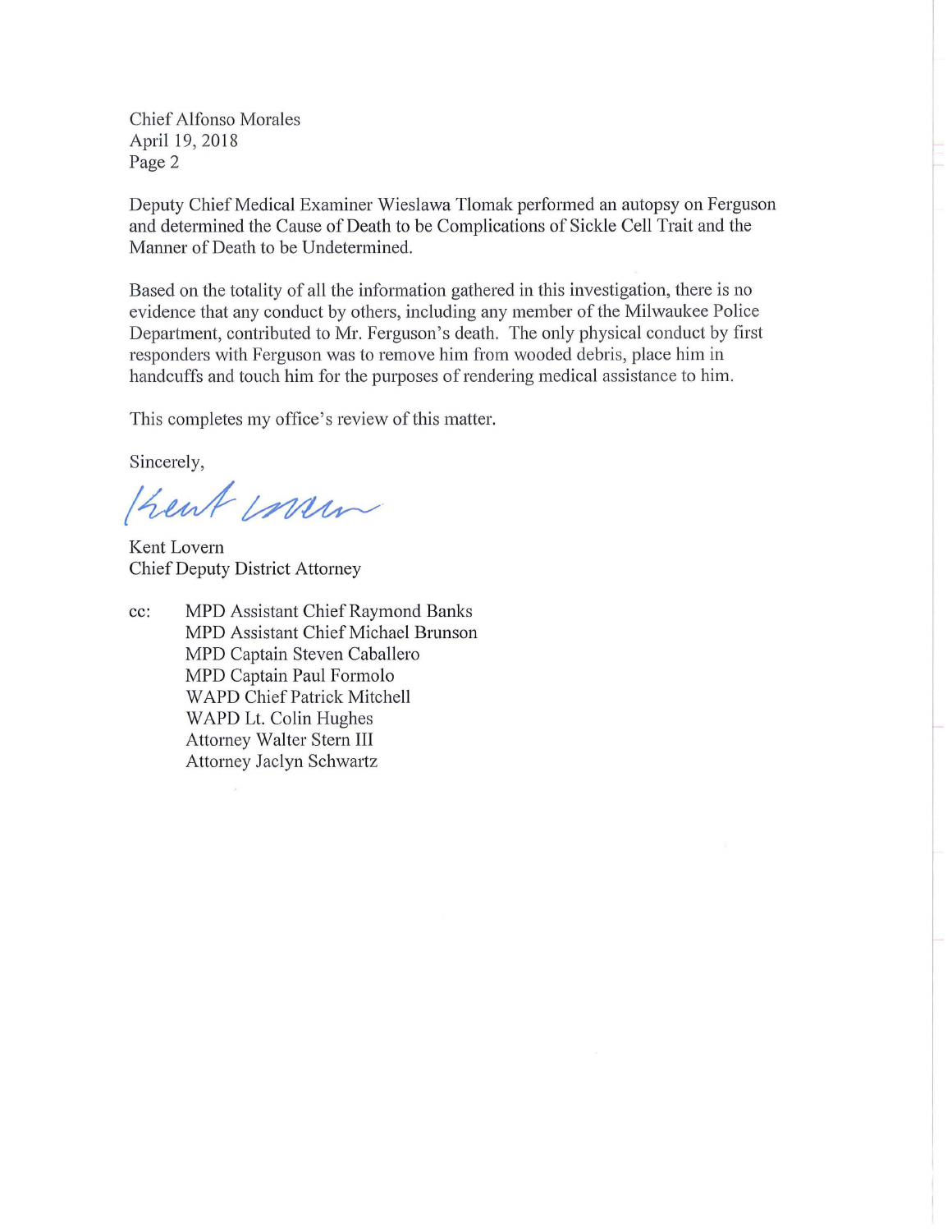Deputy Chief Medical Examiner Wieslawa Tlomak performed an autopsy on Ferguson and determined the Cause of Death to be Complications of Sickle Cell Trait and the Manner of Death to be Undetermined.

Based on the totality of all the information gathered in this investigation, there is no evidence that any conduct by others, including any member of the Milwaukee Police Department, contributed to Mr. Ferguson's death. The only physical conduct by first responders with Ferguson was to remove him from wooded debris, place him in handcuffs and touch him for the purposes of rendering medical assistance to him.

This completes my office's review of this matter.

Sincerely,

Kent Lovern

Kent Lovern
Chief Deputy District Attorney

cc: MPD Assistant Chief Raymond Banks
MPD Assistant Chief Michael Brunson
MPD Captain Steven Caballero
MPD Captain Paul Formolo
WAPD Chief Patrick Mitchell
WAPD Lt. Colin Hughes
Attorney Walter Stern III
Attorney Jaclyn Schwartz